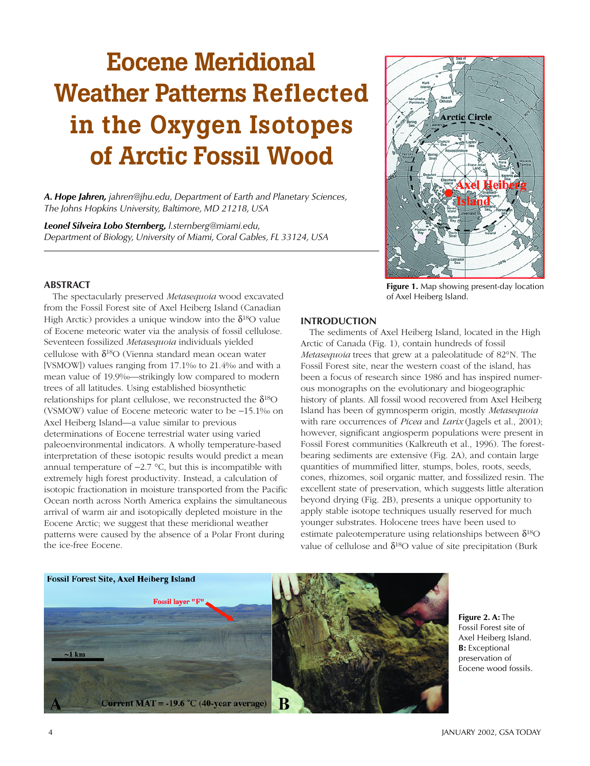# Eocene Meridional Weather Patterns Reflected in the Oxygen Isotopes of Arctic Fossil Wood

***A. Hope Jahren,*** *jahren@jhu.edu, Department of Earth and Planetary Sciences, The Johns Hopkins University, Baltimore, MD 21218, USA*

***Leonel Silveira Lobo Sternberg,*** *l.sternberg@miami.edu, Department of Biology, University of Miami, Coral Gables, FL 33124, USA*

Figure 1. Map showing present-day location of Axel Heiberg Island.

## ABSTRACT

The spectacularly preserved *Metasequoia* wood excavated from the Fossil Forest site of Axel Heiberg Island (Canadian High Arctic) provides a unique window into the $\delta^{18}O$ value of Eocene meteoric water via the analysis of fossil cellulose. Seventeen fossilized *Metasequoia* individuals yielded cellulose with $\delta^{18}O$ (Vienna standard mean ocean water [VSMOW]) values ranging from 17.1‰ to 21.4‰ and with a mean value of 19.9‰—strikingly low compared to modern trees of all latitudes. Using established biosynthetic relationships for plant cellulose, we reconstructed the $\delta^{18}O$ (VSMOW) value of Eocene meteoric water to be −15.1‰ on Axel Heiberg Island—a value similar to previous determinations of Eocene terrestrial water using varied paleoenvironmental indicators. A wholly temperature-based interpretation of these isotopic results would predict a mean annual temperature of −2.7 °C, but this is incompatible with extremely high forest productivity. Instead, a calculation of isotopic fractionation in moisture transported from the Pacific Ocean north across North America explains the simultaneous arrival of warm air and isotopically depleted moisture in the Eocene Arctic; we suggest that these meridional weather patterns were caused by the absence of a Polar Front during the ice-free Eocene.

## INTRODUCTION

The sediments of Axel Heiberg Island, located in the High Arctic of Canada (Fig. 1), contain hundreds of fossil *Metasequoia* trees that grew at a paleolatitude of 82°N. The Fossil Forest site, near the western coast of the island, has been a focus of research since 1986 and has inspired numerous monographs on the evolutionary and biogeographic history of plants. All fossil wood recovered from Axel Heiberg Island has been of gymnosperm origin, mostly *Metasequoia* with rare occurrences of *Picea* and *Larix* (Jagels et al., 2001); however, significant angiosperm populations were present in Fossil Forest communities (Kalkreuth et al., 1996). The forest-bearing sediments are extensive (Fig. 2A), and contain large quantities of mummified litter, stumps, boles, roots, seeds, cones, rhizomes, soil organic matter, and fossilized resin. The excellent state of preservation, which suggests little alteration beyond drying (Fig. 2B), presents a unique opportunity to apply stable isotope techniques usually reserved for much younger substrates. Holocene trees have been used to estimate paleotemperature using relationships between $\delta^{18}O$ value of cellulose and $\delta^{18}O$ value of site precipitation (Burk

**Figure 2. A:** The Fossil Forest site of Axel Heiberg Island. **B:** Exceptional preservation of Eocene wood fossils.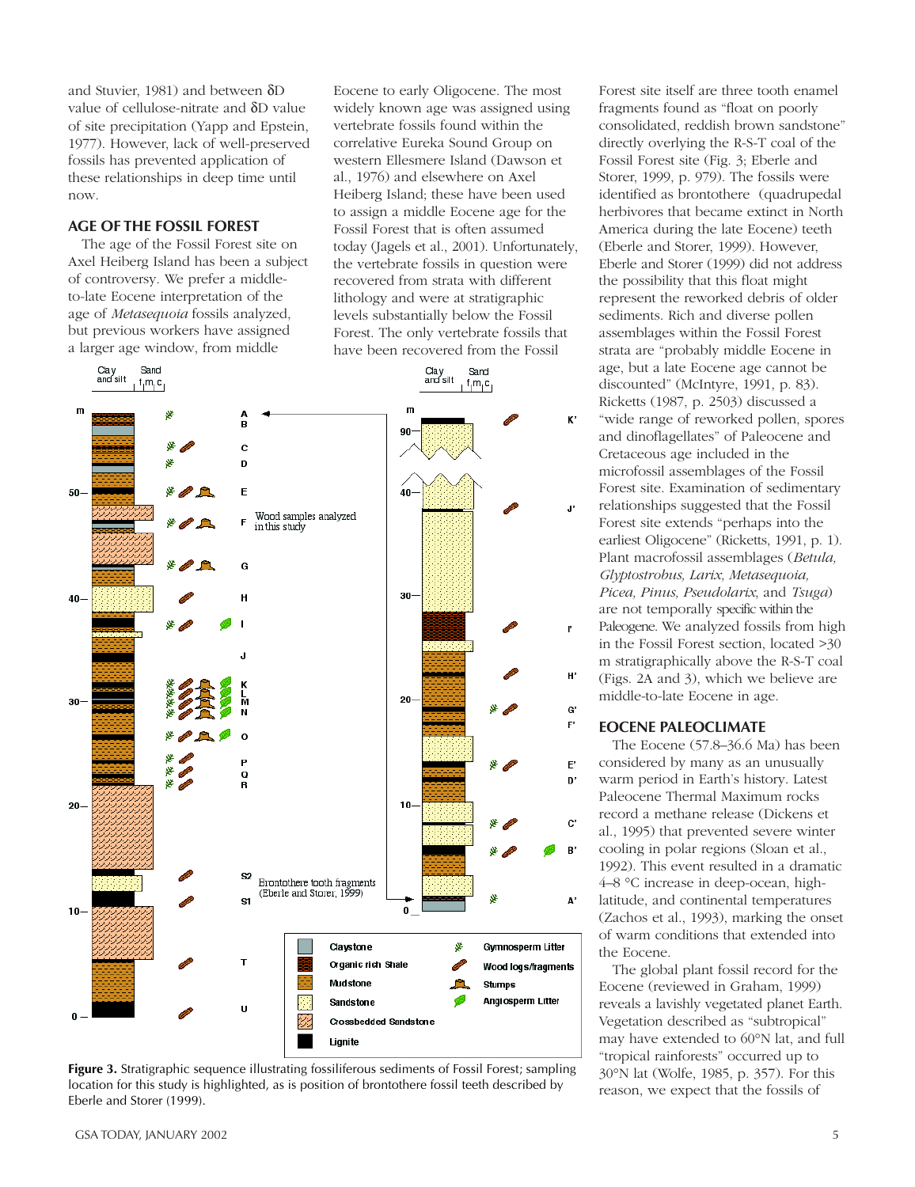and Stuvier, 1981) and between δD value of cellulose-nitrate and δD value of site precipitation (Yapp and Epstein, 1977). However, lack of well-preserved fossils has prevented application of these relationships in deep time until now.

## AGE OF THE FOSSIL FOREST

The age of the Fossil Forest site on Axel Heiberg Island has been a subject of controversy. We prefer a middle-to-late Eocene interpretation of the age of *Metasequoia* fossils analyzed, but previous workers have assigned a larger age window, from middle Eocene to early Oligocene. The most widely known age was assigned using vertebrate fossils found within the correlative Eureka Sound Group on western Ellesmere Island (Dawson et al., 1976) and elsewhere on Axel Heiberg Island; these have been used to assign a middle Eocene age for the Fossil Forest that is often assumed today (Jagels et al., 2001). Unfortunately, the vertebrate fossils in question were recovered from strata with different lithology and were at stratigraphic levels substantially below the Fossil Forest. The only vertebrate fossils that have been recovered from the Fossil Forest site itself are three tooth enamel fragments found as "float on poorly consolidated, reddish brown sandstone" directly overlying the R-S-T coal of the Fossil Forest site (Fig. 3; Eberle and Storer, 1999, p. 979). The fossils were identified as brontothere (quadrupedal herbivores that became extinct in North America during the late Eocene) teeth (Eberle and Storer, 1999). However, Eberle and Storer (1999) did not address the possibility that this float might represent the reworked debris of older sediments. Rich and diverse pollen assemblages within the Fossil Forest strata are "probably middle Eocene in age, but a late Eocene age cannot be discounted" (McIntyre, 1991, p. 83). Ricketts (1987, p. 2503) discussed a "wide range of reworked pollen, spores and dinoflagellates" of Paleocene and Cretaceous age included in the microfossil assemblages of the Fossil Forest site. Examination of sedimentary relationships suggested that the Fossil Forest site extends "perhaps into the earliest Oligocene" (Ricketts, 1991, p. 1). Plant macrofossil assemblages (*Betula, Glyptostrobus, Larix, Metasequoia, Picea, Pinus, Pseudolarix*, and *Tsuga*) are not temporally specific within the Paleogene. We analyzed fossils from high in the Fossil Forest section, located >30 m stratigraphically above the R-S-T coal (Figs. 2A and 3), which we believe are middle-to-late Eocene in age.

**Figure 3.** Stratigraphic sequence illustrating fossiliferous sediments of Fossil Forest; sampling location for this study is highlighted, as is position of brontothere fossil teeth described by Eberle and Storer (1999).

## EOCENE PALEOCLIMATE

The Eocene (57.8–36.6 Ma) has been considered by many as an unusually warm period in Earth's history. Latest Paleocene Thermal Maximum rocks record a methane release (Dickens et al., 1995) that prevented severe winter cooling in polar regions (Sloan et al., 1992). This event resulted in a dramatic 4–8 °C increase in deep-ocean, high-latitude, and continental temperatures (Zachos et al., 1993), marking the onset of warm conditions that extended into the Eocene.

The global plant fossil record for the Eocene (reviewed in Graham, 1999) reveals a lavishly vegetated planet Earth. Vegetation described as "subtropical" may have extended to 60°N lat, and full "tropical rainforests" occurred up to 30°N lat (Wolfe, 1985, p. 357). For this reason, we expect that the fossils of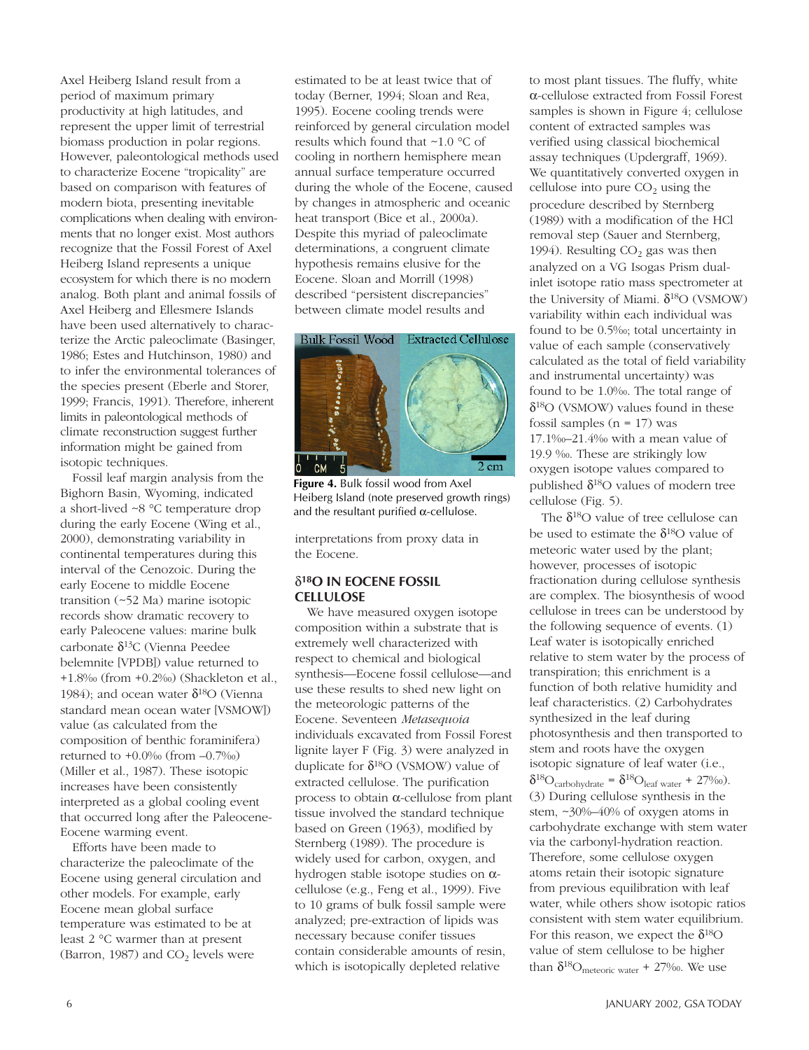Axel Heiberg Island result from a period of maximum primary productivity at high latitudes, and represent the upper limit of terrestrial biomass production in polar regions. However, paleontological methods used to characterize Eocene "tropicality" are based on comparison with features of modern biota, presenting inevitable complications when dealing with environments that no longer exist. Most authors recognize that the Fossil Forest of Axel Heiberg Island represents a unique ecosystem for which there is no modern analog. Both plant and animal fossils of Axel Heiberg and Ellesmere Islands have been used alternatively to characterize the Arctic paleoclimate (Basinger, 1986; Estes and Hutchinson, 1980) and to infer the environmental tolerances of the species present (Eberle and Storer, 1999; Francis, 1991). Therefore, inherent limits in paleontological methods of climate reconstruction suggest further information might be gained from isotopic techniques.

Fossil leaf margin analysis from the Bighorn Basin, Wyoming, indicated a short-lived ~8 °C temperature drop during the early Eocene (Wing et al., 2000), demonstrating variability in continental temperatures during this interval of the Cenozoic. During the early Eocene to middle Eocene transition (~52 Ma) marine isotopic records show dramatic recovery to early Paleocene values: marine bulk carbonate $\delta^{13}C$ (Vienna Peedee belemnite [VPDB]) value returned to +1.8‰ (from +0.2‰) (Shackleton et al., 1984); and ocean water $\delta^{18}O$ (Vienna standard mean ocean water [VSMOW]) value (as calculated from the composition of benthic foraminifera) returned to +0.0‰ (from –0.7‰) (Miller et al., 1987). These isotopic increases have been consistently interpreted as a global cooling event that occurred long after the Paleocene-Eocene warming event.

Efforts have been made to characterize the paleoclimate of the Eocene using general circulation and other models. For example, early Eocene mean global surface temperature was estimated to be at least 2 °C warmer than at present (Barron, 1987) and $CO_2$ levels were estimated to be at least twice that of today (Berner, 1994; Sloan and Rea, 1995). Eocene cooling trends were reinforced by general circulation model results which found that ~1.0 °C of cooling in northern hemisphere mean annual surface temperature occurred during the whole of the Eocene, caused by changes in atmospheric and oceanic heat transport (Bice et al., 2000a). Despite this myriad of paleoclimate determinations, a congruent climate hypothesis remains elusive for the Eocene. Sloan and Morrill (1998) described "persistent discrepancies" between climate model results and interpretations from proxy data in the Eocene.

**Figure 4.** Bulk fossil wood from Axel Heiberg Island (note preserved growth rings) and the resultant purified α-cellulose.

## $\delta^{18}O$ IN EOCENE FOSSIL CELLULOSE

We have measured oxygen isotope composition within a substrate that is extremely well characterized with respect to chemical and biological synthesis—Eocene fossil cellulose—and use these results to shed new light on the meteorologic patterns of the Eocene. Seventeen *Metasequoia* individuals excavated from Fossil Forest lignite layer F (Fig. 3) were analyzed in duplicate for $\delta^{18}O$ (VSMOW) value of extracted cellulose. The purification process to obtain α-cellulose from plant tissue involved the standard technique based on Green (1963), modified by Sternberg (1989). The procedure is widely used for carbon, oxygen, and hydrogen stable isotope studies on α-cellulose (e.g., Feng et al., 1999). Five to 10 grams of bulk fossil sample were analyzed; pre-extraction of lipids was necessary because conifer tissues contain considerable amounts of resin, which is isotopically depleted relative to most plant tissues. The fluffy, white α-cellulose extracted from Fossil Forest samples is shown in Figure 4; cellulose content of extracted samples was verified using classical biochemical assay techniques (Updergraff, 1969). We quantitatively converted oxygen in cellulose into pure $CO_2$ using the procedure described by Sternberg (1989) with a modification of the HCl removal step (Sauer and Sternberg, 1994). Resulting $CO_2$ gas was then analyzed on a VG Isogas Prism dual-inlet isotope ratio mass spectrometer at the University of Miami. $\delta^{18}O$ (VSMOW) variability within each individual was found to be 0.5‰; total uncertainty in value of each sample (conservatively calculated as the total of field variability and instrumental uncertainty) was found to be 1.0‰. The total range of $\delta^{18}O$ (VSMOW) values found in these fossil samples ($n = 17$) was 17.1‰–21.4‰ with a mean value of 19.9 ‰. These are strikingly low oxygen isotope values compared to published $\delta^{18}O$ values of modern tree cellulose (Fig. 5).

The $\delta^{18}O$ value of tree cellulose can be used to estimate the $\delta^{18}O$ value of meteoric water used by the plant; however, processes of isotopic fractionation during cellulose synthesis are complex. The biosynthesis of wood cellulose in trees can be understood by the following sequence of events. (1) Leaf water is isotopically enriched relative to stem water by the process of transpiration; this enrichment is a function of both relative humidity and leaf characteristics. (2) Carbohydrates synthesized in the leaf during photosynthesis and then transported to stem and roots have the oxygen isotopic signature of leaf water (i.e., $\delta^{18}O_{carbohydrate} = \delta^{18}O_{leaf\ water} + 27‰$). (3) During cellulose synthesis in the stem, ~30%–40% of oxygen atoms in carbohydrate exchange with stem water via the carbonyl-hydration reaction. Therefore, some cellulose oxygen atoms retain their isotopic signature from previous equilibration with leaf water, while others show isotopic ratios consistent with stem water equilibrium. For this reason, we expect the $\delta^{18}O$ value of stem cellulose to be higher than $\delta^{18}O_{meteoric\ water} + 27‰$. We use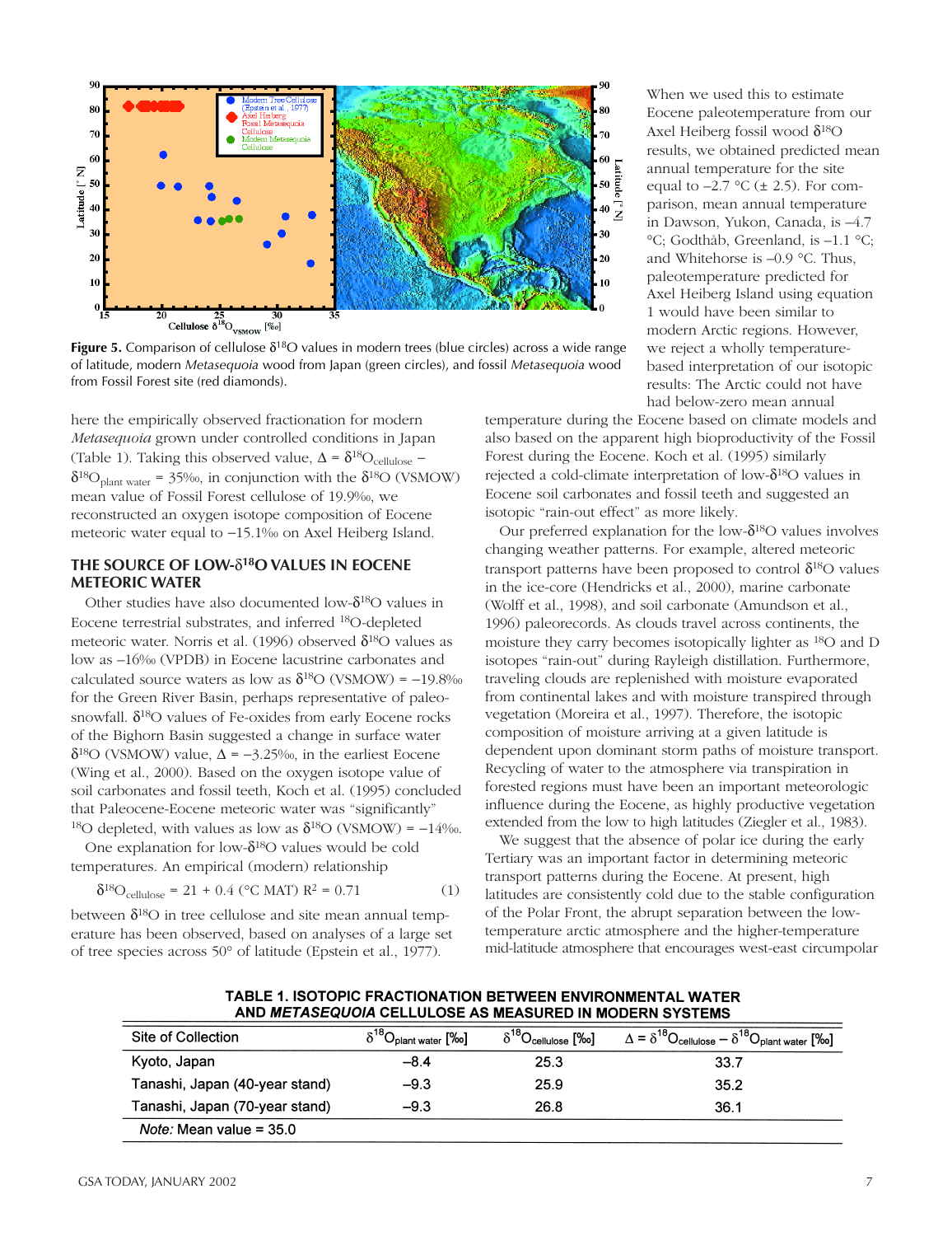Figure 5. Comparison of cellulose $\delta^{18}O$ values in modern trees (blue circles) across a wide range of latitude, modern *Metasequoia* wood from Japan (green circles), and fossil *Metasequoia* wood from Fossil Forest site (red diamonds).

here the empirically observed fractionation for modern *Metasequoia* grown under controlled conditions in Japan (Table 1). Taking this observed value, $\Delta = \delta^{18}O_{cellulose} - \delta^{18}O_{plant\ water}$ = 35‰, in conjunction with the $\delta^{18}O$ (VSMOW) mean value of Fossil Forest cellulose of 19.9‰, we reconstructed an oxygen isotope composition of Eocene meteoric water equal to −15.1‰ on Axel Heiberg Island.

## THE SOURCE OF LOW-$\delta^{18}O$ VALUES IN EOCENE METEORIC WATER

Other studies have also documented low-$\delta^{18}O$ values in Eocene terrestrial substrates, and inferred $^{18}O$-depleted meteoric water. Norris et al. (1996) observed $\delta^{18}O$ values as low as −16‰ (VPDB) in Eocene lacustrine carbonates and calculated source waters as low as $\delta^{18}O$ (VSMOW) = −19.8‰ for the Green River Basin, perhaps representative of paleo-snowfall. $\delta^{18}O$ values of Fe-oxides from early Eocene rocks of the Bighorn Basin suggested a change in surface water $\delta^{18}O$ (VSMOW) value, $\Delta$ = −3.25‰, in the earliest Eocene (Wing et al., 2000). Based on the oxygen isotope value of soil carbonates and fossil teeth, Koch et al. (1995) concluded that Paleocene-Eocene meteoric water was "significantly" $^{18}O$ depleted, with values as low as $\delta^{18}O$ (VSMOW) = −14‰.

One explanation for low-$\delta^{18}O$ values would be cold temperatures. An empirical (modern) relationship

$$\delta^{18}O_{cellulose} = 21 + 0.4\ (°C\ MAT)\quad R^2 = 0.71 \tag{1}$$

between $\delta^{18}O$ in tree cellulose and site mean annual temperature has been observed, based on analyses of a large set of tree species across 50° of latitude (Epstein et al., 1977).

When we used this to estimate Eocene paleotemperature from our Axel Heiberg fossil wood $\delta^{18}O$ results, we obtained predicted mean annual temperature for the site equal to −2.7 °C (± 2.5). For comparison, mean annual temperature in Dawson, Yukon, Canada, is −4.7 °C; Godthåb, Greenland, is −1.1 °C; and Whitehorse is −0.9 °C. Thus, paleotemperature predicted for Axel Heiberg Island using equation 1 would have been similar to modern Arctic regions. However, we reject a wholly temperature-based interpretation of our isotopic results: The Arctic could not have had below-zero mean annual temperature during the Eocene based on climate models and also based on the apparent high bioproductivity of the Fossil Forest during the Eocene. Koch et al. (1995) similarly rejected a cold-climate interpretation of low-$\delta^{18}O$ values in Eocene soil carbonates and fossil teeth and suggested an isotopic "rain-out effect" as more likely.

Our preferred explanation for the low-$\delta^{18}O$ values involves changing weather patterns. For example, altered meteoric transport patterns have been proposed to control $\delta^{18}O$ values in the ice-core (Hendricks et al., 2000), marine carbonate (Wolff et al., 1998), and soil carbonate (Amundson et al., 1996) paleorecords. As clouds travel across continents, the moisture they carry becomes isotopically lighter as $^{18}O$ and D isotopes "rain-out" during Rayleigh distillation. Furthermore, traveling clouds are replenished with moisture evaporated from continental lakes and with moisture transpired through vegetation (Moreira et al., 1997). Therefore, the isotopic composition of moisture arriving at a given latitude is dependent upon dominant storm paths of moisture transport. Recycling of water to the atmosphere via transpiration in forested regions must have been an important meteorologic influence during the Eocene, as highly productive vegetation extended from the low to high latitudes (Ziegler et al., 1983).

We suggest that the absence of polar ice during the early Tertiary was an important factor in determining meteoric transport patterns during the Eocene. At present, high latitudes are consistently cold due to the stable configuration of the Polar Front, the abrupt separation between the low-temperature arctic atmosphere and the higher-temperature mid-latitude atmosphere that encourages west-east circumpolar

**TABLE 1. ISOTOPIC FRACTIONATION BETWEEN ENVIRONMENTAL WATER AND *METASEQUOIA* CELLULOSE AS MEASURED IN MODERN SYSTEMS**

| Site of Collection | $\delta^{18}O_{plant\ water}$ [‰] | $\delta^{18}O_{cellulose}$ [‰] | $\Delta = \delta^{18}O_{cellulose} - \delta^{18}O_{plant\ water}$ [‰] |
|---|---|---|---|
| Kyoto, Japan | −8.4 | 25.3 | 33.7 |
| Tanashi, Japan (40-year stand) | −9.3 | 25.9 | 35.2 |
| Tanashi, Japan (70-year stand) | −9.3 | 26.8 | 36.1 |

*Note:* Mean value = 35.0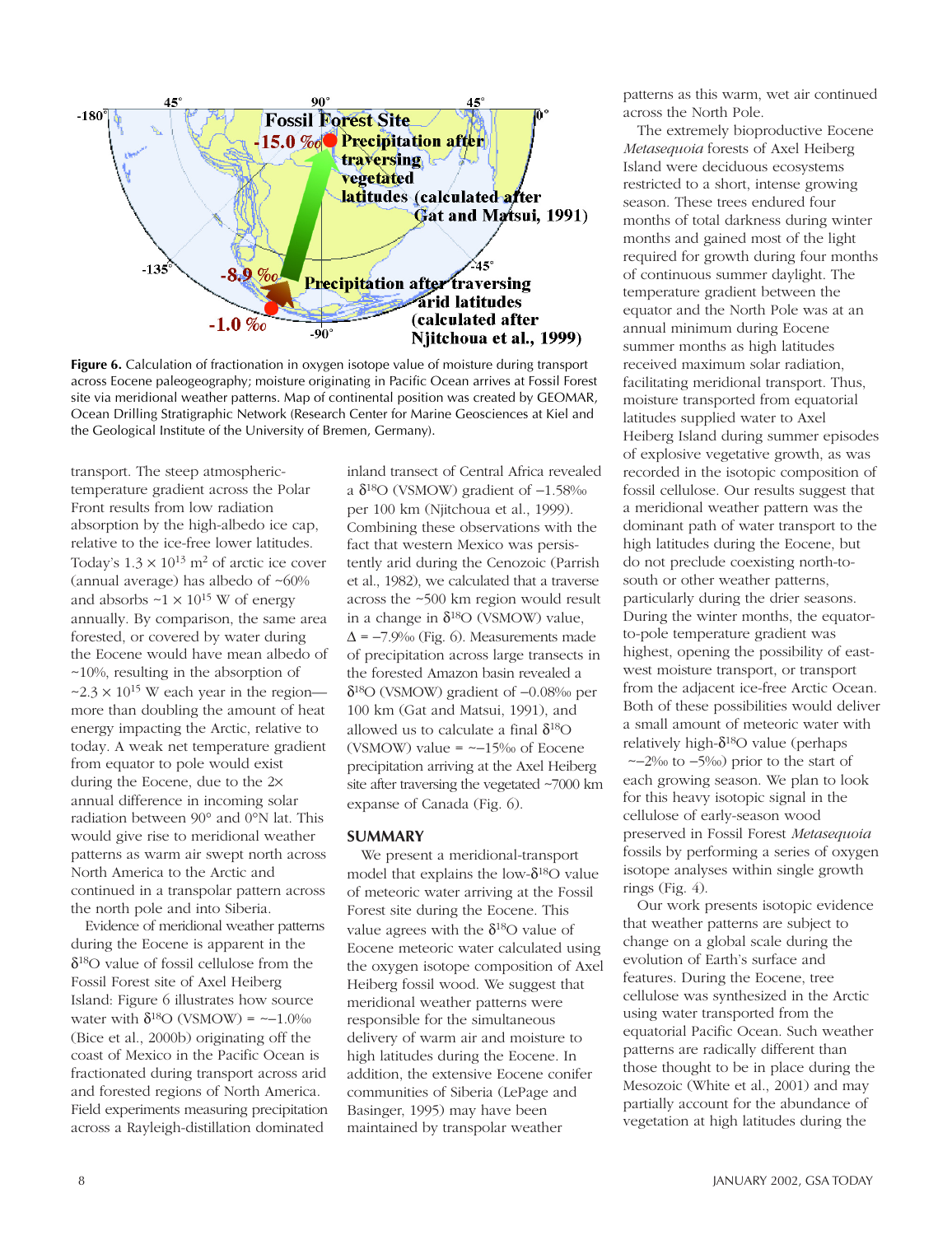**Figure 6.** Calculation of fractionation in oxygen isotope value of moisture during transport across Eocene paleogeography; moisture originating in Pacific Ocean arrives at Fossil Forest site via meridional weather patterns. Map of continental position was created by GEOMAR, Ocean Drilling Stratigraphic Network (Research Center for Marine Geosciences at Kiel and the Geological Institute of the University of Bremen, Germany).

transport. The steep atmospheric-temperature gradient across the Polar Front results from low radiation absorption by the high-albedo ice cap, relative to the ice-free lower latitudes. Today's $1.3 \times 10^{13}$ m$^2$ of arctic ice cover (annual average) has albedo of ~60% and absorbs ~$1 \times 10^{15}$ W of energy annually. By comparison, the same area forested, or covered by water during the Eocene would have mean albedo of ~10%, resulting in the absorption of ~$2.3 \times 10^{15}$ W each year in the region—more than doubling the amount of heat energy impacting the Arctic, relative to today. A weak net temperature gradient from equator to pole would exist during the Eocene, due to the 2× annual difference in incoming solar radiation between 90° and 0°N lat. This would give rise to meridional weather patterns as warm air swept north across North America to the Arctic and continued in a transpolar pattern across the north pole and into Siberia.

Evidence of meridional weather patterns during the Eocene is apparent in the $\delta^{18}$O value of fossil cellulose from the Fossil Forest site of Axel Heiberg Island: Figure 6 illustrates how source water with $\delta^{18}$O (VSMOW) = ~−1.0‰ (Bice et al., 2000b) originating off the coast of Mexico in the Pacific Ocean is fractionated during transport across arid and forested regions of North America. Field experiments measuring precipitation across a Rayleigh-distillation dominated inland transect of Central Africa revealed a $\delta^{18}$O (VSMOW) gradient of −1.58‰ per 100 km (Njitchoua et al., 1999). Combining these observations with the fact that western Mexico was persistently arid during the Cenozoic (Parrish et al., 1982), we calculated that a traverse across the ~500 km region would result in a change in $\delta^{18}$O (VSMOW) value, $\Delta$ = −7.9‰ (Fig. 6). Measurements made of precipitation across large transects in the forested Amazon basin revealed a $\delta^{18}$O (VSMOW) gradient of −0.08‰ per 100 km (Gat and Matsui, 1991), and allowed us to calculate a final $\delta^{18}$O (VSMOW) value = ~−15‰ of Eocene precipitation arriving at the Axel Heiberg site after traversing the vegetated ~7000 km expanse of Canada (Fig. 6).

## SUMMARY

We present a meridional-transport model that explains the low-$\delta^{18}$O value of meteoric water arriving at the Fossil Forest site during the Eocene. This value agrees with the $\delta^{18}$O value of Eocene meteoric water calculated using the oxygen isotope composition of Axel Heiberg fossil wood. We suggest that meridional weather patterns were responsible for the simultaneous delivery of warm air and moisture to high latitudes during the Eocene. In addition, the extensive Eocene conifer communities of Siberia (LePage and Basinger, 1995) may have been maintained by transpolar weather patterns as this warm, wet air continued across the North Pole.

The extremely bioproductive Eocene *Metasequoia* forests of Axel Heiberg Island were deciduous ecosystems restricted to a short, intense growing season. These trees endured four months of total darkness during winter months and gained most of the light required for growth during four months of continuous summer daylight. The temperature gradient between the equator and the North Pole was at an annual minimum during Eocene summer months as high latitudes received maximum solar radiation, facilitating meridional transport. Thus, moisture transported from equatorial latitudes supplied water to Axel Heiberg Island during summer episodes of explosive vegetative growth, as was recorded in the isotopic composition of fossil cellulose. Our results suggest that a meridional weather pattern was the dominant path of water transport to the high latitudes during the Eocene, but do not preclude coexisting north-to-south or other weather patterns, particularly during the drier seasons. During the winter months, the equator-to-pole temperature gradient was highest, opening the possibility of east-west moisture transport, or transport from the adjacent ice-free Arctic Ocean. Both of these possibilities would deliver a small amount of meteoric water with relatively high-$\delta^{18}$O value (perhaps ~−2‰ to −5‰) prior to the start of each growing season. We plan to look for this heavy isotopic signal in the cellulose of early-season wood preserved in Fossil Forest *Metasequoia* fossils by performing a series of oxygen isotope analyses within single growth rings (Fig. 4).

Our work presents isotopic evidence that weather patterns are subject to change on a global scale during the evolution of Earth's surface and features. During the Eocene, tree cellulose was synthesized in the Arctic using water transported from the equatorial Pacific Ocean. Such weather patterns are radically different than those thought to be in place during the Mesozoic (White et al., 2001) and may partially account for the abundance of vegetation at high latitudes during the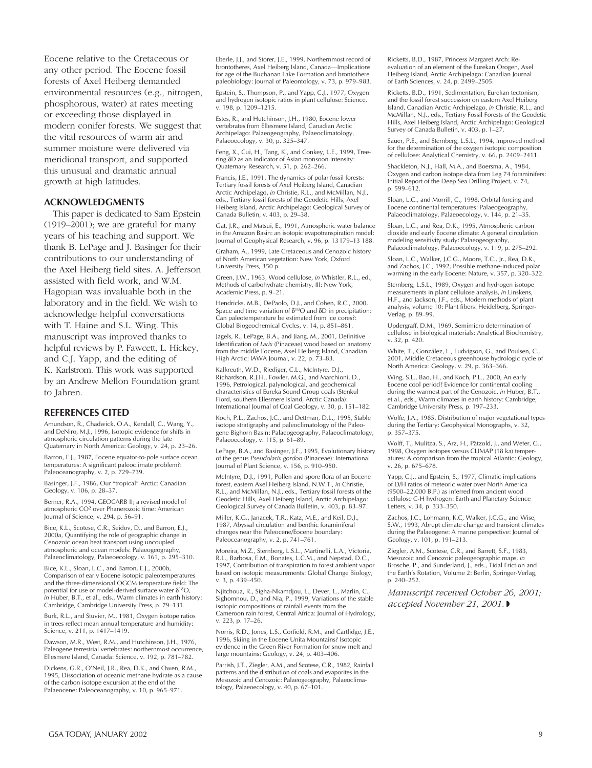Eocene relative to the Cretaceous or any other period. The Eocene fossil forests of Axel Heiberg demanded environmental resources (e.g., nitrogen, phosphorous, water) at rates meeting or exceeding those displayed in modern conifer forests. We suggest that the vital resources of warm air and summer moisture were delivered via meridional transport, and supported this unusual and dramatic annual growth at high latitudes.

## ACKNOWLEDGMENTS

This paper is dedicated to Sam Epstein (1919–2001); we are grateful for many years of his teaching and support. We thank B. LePage and J. Basinger for their contributions to our understanding of the Axel Heiberg field sites. A. Jefferson assisted with field work, and W.M. Hagopian was invaluable both in the laboratory and in the field. We wish to acknowledge helpful conversations with T. Haine and S.L. Wing. This manuscript was improved thanks to helpful reviews by P. Fawcett, L. Hickey, and C.J. Yapp, and the editing of K. Karlstrom. This work was supported by an Andrew Mellon Foundation grant to Jahren.

## REFERENCES CITED

Amundson, R., Chadwick, O.A., Kendall, C., Wang, Y., and DeNiro, M.J., 1996, Isotopic evidence for shifts in atmospheric circulation patterns during the late Quaternary in North America: Geology, v. 24, p. 23–26.

Barron, E.J., 1987, Eocene equator-to-pole surface ocean temperatures: A significant paleoclimate problem?: Paleoceanography, v. 2, p. 729–739.

Basinger, J.F., 1986, Our "tropical" Arctic: Canadian Geology, v. 106, p. 28–37.

Berner, R.A., 1994, GEOCARB II; a revised model of atmospheric $CO^2$ over Phanerozoic time: American Journal of Science, v. 294, p. 56–91.

Bice, K.L., Scotese, C.R., Seidov, D., and Barron, E.J., 2000a, Quantifying the role of geographic change in Cenozoic ocean heat transport using uncoupled atmospheric and ocean models: Palaeogeography, Palaeoclimatology, Palaeoecology, v. 161, p. 295–310.

Bice, K.L., Sloan, L.C., and Barron, E.J., 2000b, Comparison of early Eocene isotopic paleotemperatures and the three-dimensional OGCM temperature field: The potential for use of model-derived surface water $\delta^{18}O$, *in* Huber, B.T., et al., eds., Warm climates in earth history: Cambridge, Cambridge University Press, p. 79–131.

Burk, R.L., and Stuvier, M., 1981, Oxygen isotope ratios in trees reflect mean annual temperature and humidity: Science, v. 211, p. 1417–1419.

Dawson, M.R., West, R.M., and Hutchinson, J.H., 1976, Paleogene terrestrial vertebrates: northernmost occurrence, Ellesmere Island, Canada: Science, v. 192, p. 781–782.

Dickens, G.R., O'Neil, J.R., Rea, D.K., and Owen, R.M., 1995, Dissociation of oceanic methane hydrate as a cause of the carbon isotope excursion at the end of the Palaeocene: Paleoceanography, v. 10, p. 965–971.

Eberle, J.J., and Storer, J.E., 1999, Northernmost record of brontotheres, Axel Heiberg Island, Canada—Implications for age of the Buchanan Lake Formation and brontothere paleobiology: Journal of Paleontology, v. 73, p. 979–983.

Epstein, S., Thompson, P., and Yapp, C.J., 1977, Oxygen and hydrogen isotopic ratios in plant cellulose: Science, v. 198, p. 1209–1215.

Estes, R., and Hutchinson, J.H., 1980, Eocene lower vertebrates from Ellesmere Island, Canadian Arctic Archipelago: Palaeogeography, Palaeoclimatology, Palaeoecology, v. 30, p. 325–347.

Feng, X., Cui, H., Tang, K., and Conkey, L.E., 1999, Tree-ring δD as an indicator of Asian monsoon intensity: Quaternary Research, v. 51, p. 262–266.

Francis, J.E., 1991, The dynamics of polar fossil forests: Tertiary fossil forests of Axel Heiberg Island, Canadian Arctic Archipelago, *in* Christie, R.L., and McMillan, N.J., eds., Tertiary fossil forests of the Geodetic Hills, Axel Heiberg Island, Arctic Archipelago: Geological Survey of Canada Bulletin, v. 403, p. 29–38.

Gat, J.R., and Matsui, E., 1991, Atmospheric water balance in the Amazon Basin: an isotopic evapotranspiration model: Journal of Geophysical Research, v. 96, p. 13179–13 188.

Graham, A., 1999, Late Cretaceous and Cenozoic history of North American vegetation: New York, Oxford University Press, 350 p.

Green, J.W., 1963, Wood cellulose, *in* Whistler, R.L., ed., Methods of carbohydrate chemistry, III: New York, Academic Press, p. 9–21.

Hendricks, M.B., DePaolo, D.J., and Cohen, R.C., 2000, Space and time variation of $\delta^{18}O$ and δD in precipitation: Can paleotemperature be estimated from ice cores?: Global Biogeochemical Cycles, v. 14, p. 851–861.

Jagels, R., LePage, B.A., and Jiang, M., 2001, Definitive Identification of *Larix* (Pinaceae) wood based on anatomy from the middle Eocene, Axel Heiberg Island, Canadian High Arctic: IAWA Journal, v. 22, p. 73–83.

Kalkreuth, W.D., Riediger, C.L., McIntyre, D.J., Richardson, R.J.H., Fowler, M.G., and Marchioni, D., 1996, Petrological, palynological, and geochemical characteristics of Eureka Sound Group coals (Stenkul Fiord, southern Ellesmere Island, Arctic Canada): International Journal of Coal Geology, v. 30, p. 151–182.

Koch, P.L., Zachos, J.C., and Dettman, D.L., 1995, Stable isotope stratigraphy and paleoclimatology of the Paleogene Bighorn Basin: Palaeogeography, Palaeoclimatology, Palaeoecology, v. 115, p. 61–89.

LePage, B.A., and Basinger, J.F., 1995, Evolutionary history of the genus *Pseudolarix gordon* (Pinaceae): International Journal of Plant Science, v. 156, p. 910–950.

McIntyre, D.J., 1991, Pollen and spore flora of an Eocene forest, eastern Axel Heiberg Island, N.W.T., *in* Christie, R.L., and McMillan, N.J., eds., Tertiary fossil forests of the Geodetic Hills, Axel Heiberg Island, Arctic Archipelago: Geological Survey of Canada Bulletin, v. 403, p. 83–97.

Miller, K.G., Janacek, T.R., Katz, M.E., and Keil, D.J., 1987, Abyssal circulation and benthic foraminiferal changes near the Paleocene/Eocene boundary: Paleoceanography, v. 2, p. 741–761.

Moreira, M.Z., Sternberg, L.S.L., Martinelli, L.A., Victoria, R.L., Barbosa, E.M., Bonates, L.C.M., and Nepstad, D.C., 1997, Contribution of transpiration to forest ambient vapor based on isotopic measurements: Global Change Biology, v. 3, p. 439–450.

Njitchoua, R., Sigha-Nkamdjou, L., Dever, L., Marlin, C., Sighomnou, D., and Nia, P., 1999, Variations of the stable isotopic compositions of rainfall events from the Cameroon rain forest, Central Africa: Journal of Hydrology, v. 223, p. 17–26.

Norris, R.D., Jones, L.S., Corfield, R.M., and Cartlidge, J.E., 1996, Skiing in the Eocene Unita Mountains? Isotopic evidence in the Green River Formation for snow melt and large mountains: Geology, v. 24, p. 403–406.

Parrish, J.T., Ziegler, A.M., and Scotese, C.R., 1982, Rainfall patterns and the distribution of coals and evaporites in the Mesozoic and Cenozoic: Palaeogeography, Palaeoclimatology, Palaeoecology, v. 40, p. 67–101.

Ricketts, B.D., 1987, Princess Margaret Arch: Re-evaluation of an element of the Eurekan Orogen, Axel Heiberg Island, Arctic Archipelago: Canadian Journal of Earth Sciences, v. 24, p. 2499–2505.

Ricketts, B.D., 1991, Sedimentation, Eurekan tectonism, and the fossil forest succession on eastern Axel Heiberg Island, Canadian Arctic Archipelago, *in* Christie, R.L., and McMillan, N.J., eds., Tertiary Fossil Forests of the Geodetic Hills, Axel Heiberg Island, Arctic Archipelago: Geological Survey of Canada Bulletin, v. 403, p. 1–27.

Sauer, P.E., and Sternberg, L.S.L., 1994, Improved method for the determination of the oxygen isotopic composition of cellulose: Analytical Chemistry, v. 66, p. 2409–2411.

Shackleton, N.J., Hall, M.A., and Boersma, A., 1984, Oxygen and carbon isotope data from Leg 74 foraminifers: Initial Report of the Deep Sea Drilling Project, v. 74, p. 599–612.

Sloan, L.C., and Morrill, C., 1998, Orbital forcing and Eocene continental temperatures: Palaeogeography, Palaeoclimatology, Palaeoecology, v. 144, p. 21–35.

Sloan, L.C., and Rea, D.K., 1995, Atmospheric carbon dioxide and early Eocene climate: A general circulation modeling sensitivity study: Palaeogeography, Palaeoclimatology, Palaeoecology, v. 119, p. 275–292.

Sloan, L.C., Walker, J.C.G., Moore, T.C., Jr., Rea, D.K., and Zachos, J.C., 1992, Possible methane-induced polar warming in the early Eocene: Nature, v. 357, p. 320–322.

Sternberg, L.S.L., 1989, Oxygen and hydrogen isotope measurements in plant cellulose analysis, *in* Linskens, H.F., and Jackson, J.F., eds., Modern methods of plant analysis, volume 10: Plant fibers: Heidelberg, Springer-Verlag, p. 89–99.

Updergraff, D.M., 1969, Semimicro determination of cellulose in biological materials: Analytical Biochemistry, v. 32, p. 420.

White, T., González, L., Ludvigson, G., and Poulsen, C., 2001, Middle Cretaceous greenhouse hydrologic cycle of North America: Geology, v. 29, p. 363–366.

Wing, S.L., Bao, H., and Koch, P.L., 2000, An early Eocene cool period? Evidence for continental cooling during the warmest part of the Cenozoic, *in* Huber, B.T., et al., eds., Warm climates in earth history: Cambridge, Cambridge University Press, p. 197–233.

Wolfe, J.A., 1985, Distribution of major vegetational types during the Tertiary: Geophysical Monographs, v. 32, p. 357–375.

Wolff, T., Mulitza, S., Arz, H., Pätzold, J., and Wefer, G., 1998, Oxygen isotopes versus CLIMAP (18 ka) temperatures: A comparison from the tropical Atlantic: Geology, v. 26, p. 675–678.

Yapp, C.J., and Epstein, S., 1977, Climatic implications of D/H ratios of meteoric water over North America (9500–22,000 B.P.) as inferred from ancient wood cellulose C-H hydrogen: Earth and Planetary Science Letters, v. 34, p. 333–350.

Zachos, J.C., Lohmann, K.C, Walker, J.C.G., and Wise, S.W., 1993, Abrupt climate change and transient climates during the Palaeogene: A marine perspective: Journal of Geology, v. 101, p. 191–213.

Ziegler, A.M., Scotese, C.R., and Barrett, S.F., 1983, Mesozoic and Cenozoic paleogeographic maps, *in* Brosche, P., and Sunderland, J., eds., Tidal Friction and the Earth's Rotation, Volume 2: Berlin, Springer-Verlag, p. 240–252.

*Manuscript received October 26, 2001; accepted November 21, 2001.*